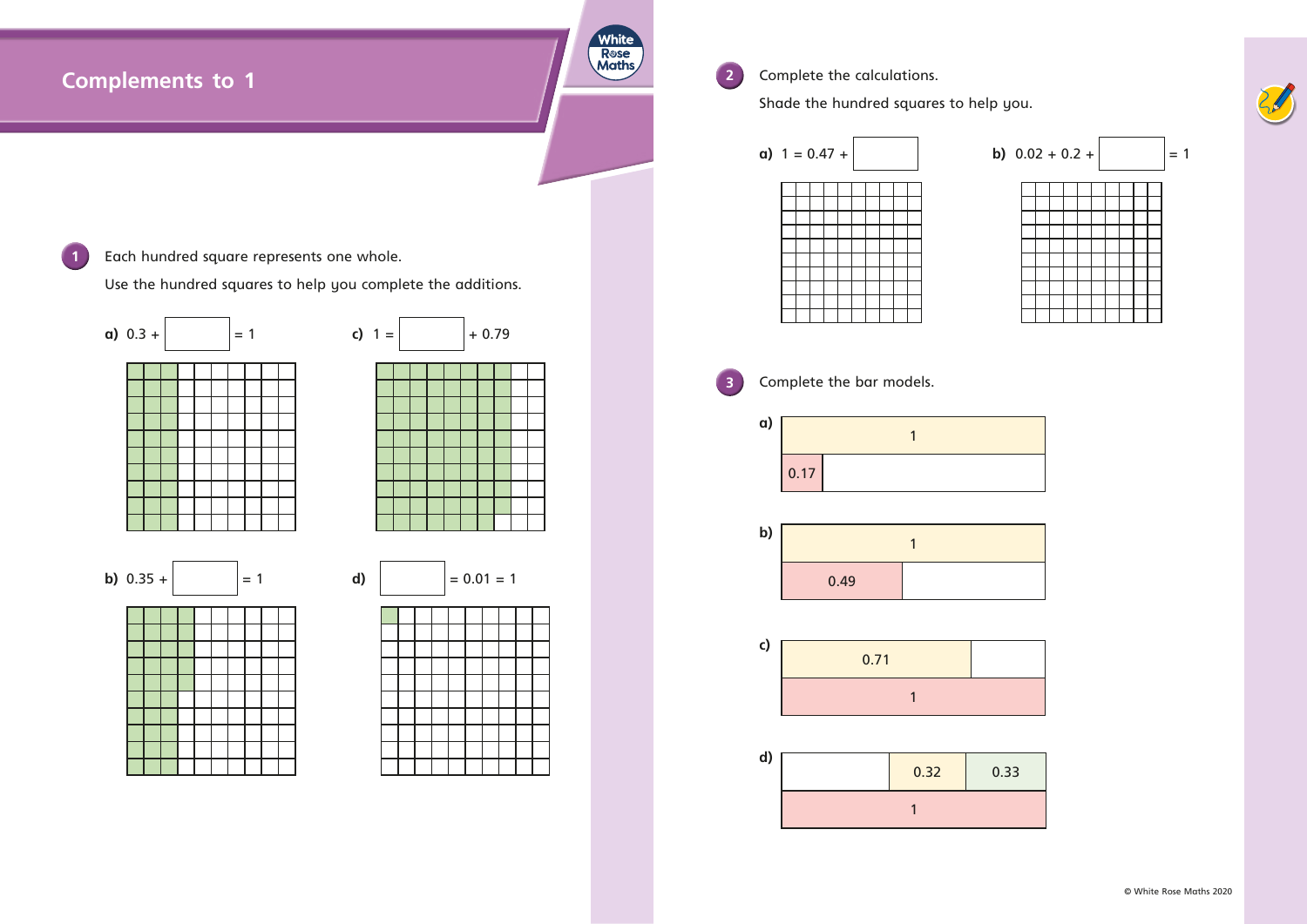# Complements to 1

1. Each hundred square represents one whole.

   Use the hundred squares to help you complete the additions.

   **a)** 0.3 + ______ = 1

   **b)** 0.35 + ______ = 1

   **c)** 1 = ______ + 0.79

   **d)** ______ = 0.01 = 1

2. Complete the calculations.

   Shade the hundred squares to help you.

   **a)** 1 = 0.47 + ______

   **b)** 0.02 + 0.2 + ______ = 1

3. Complete the bar models.

   **a)**

   | 1 | |
   |---|---|
   | 0.17 | ______ |

   **b)**

   | 1 | |
   |---|---|
   | 0.49 | ______ |

   **c)**

   | 0.71 | ______ |
   |---|---|
   | 1 | |

   **d)**

   | ______ | 0.32 | 0.33 |
   |---|---|---|
   | 1 | | |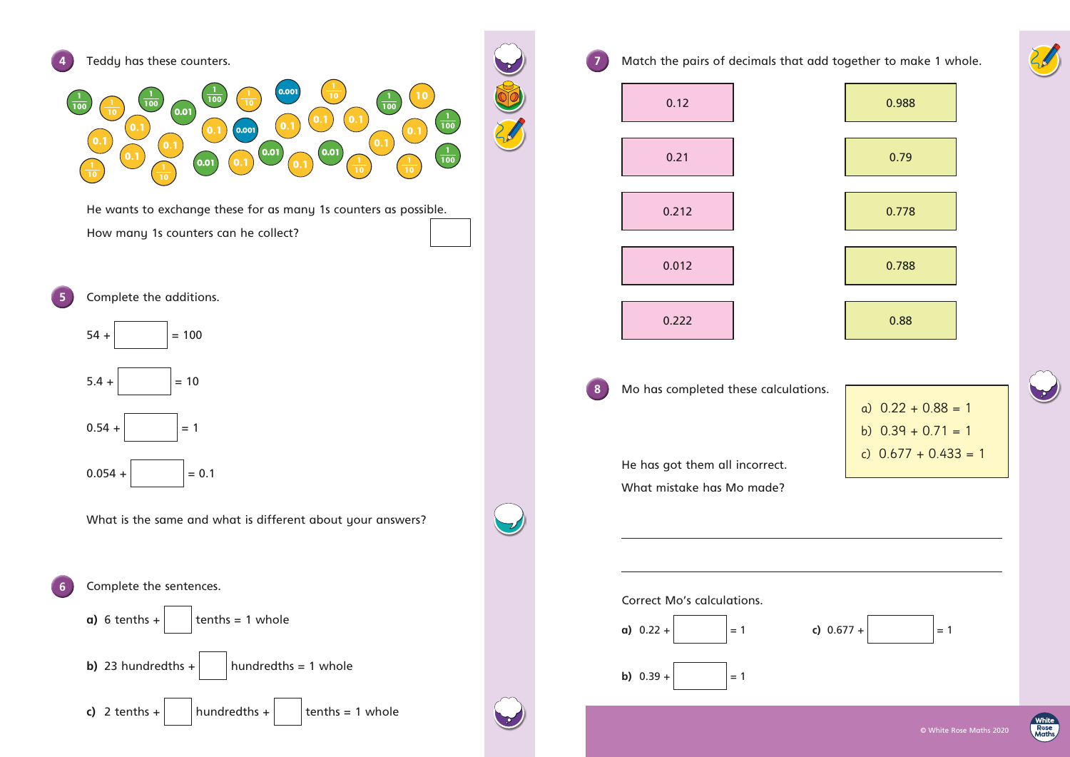**4** Teddy has these counters.

He wants to exchange these for as many 1s counters as possible.

How many 1s counters can he collect? ☐

**5** Complete the additions.

$54 + \square = 100$

$5.4 + \square = 10$

$0.54 + \square = 1$

$0.054 + \square = 0.1$

What is the same and what is different about your answers?

**6** Complete the sentences.

**a)** 6 tenths + ☐ tenths = 1 whole

**b)** 23 hundredths + ☐ hundredths = 1 whole

**c)** 2 tenths + ☐ hundredths + ☐ tenths = 1 whole

**7** Match the pairs of decimals that add together to make 1 whole.

| | |
|---|---|
| 0.12 | 0.988 |
| 0.21 | 0.79 |
| 0.212 | 0.778 |
| 0.012 | 0.788 |
| 0.222 | 0.88 |

**8** Mo has completed these calculations.

a) $0.22 + 0.88 = 1$
b) $0.39 + 0.71 = 1$
c) $0.677 + 0.433 = 1$

He has got them all incorrect.

What mistake has Mo made?

___

___

Correct Mo's calculations.

**a)** $0.22 + \square = 1$

**b)** $0.39 + \square = 1$

**c)** $0.677 + \square = 1$